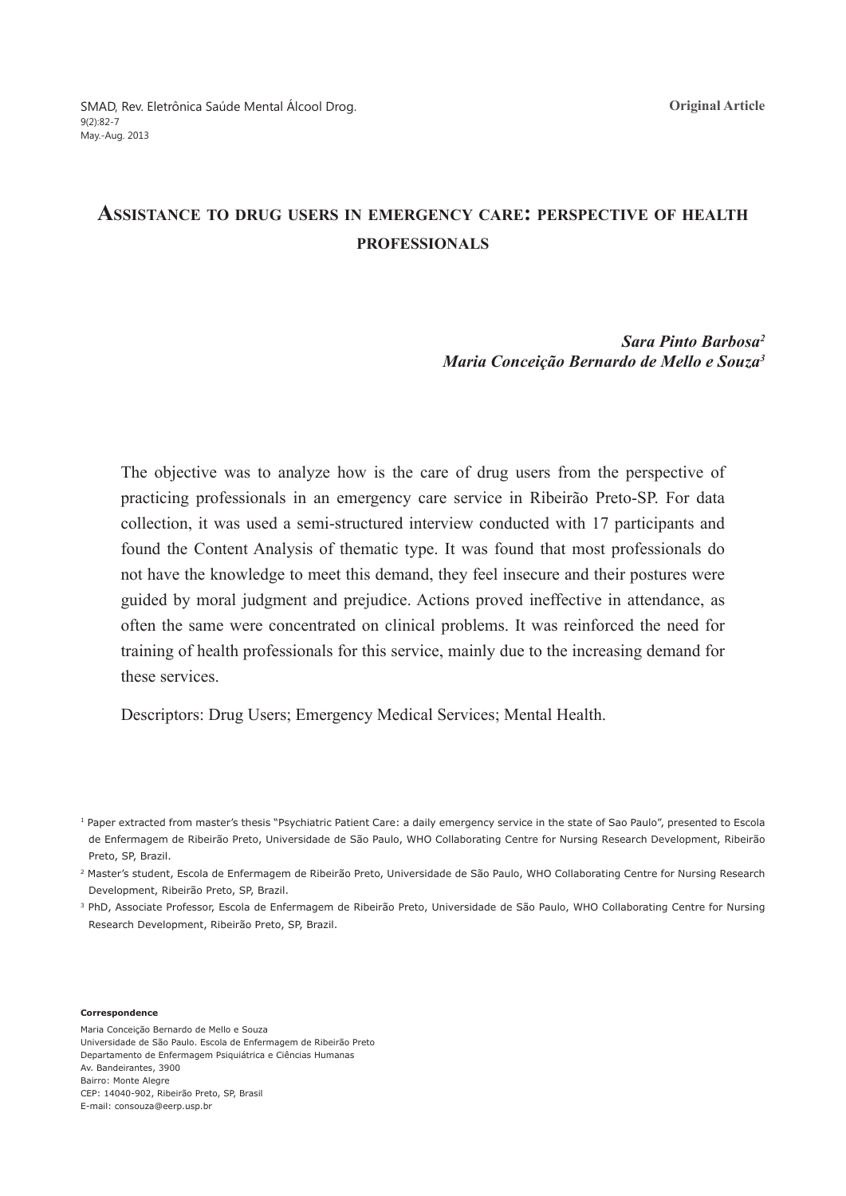Original Article

# Assistance to drug users in emergency care: perspective of health professionals

***Sara Pinto Barbosa*[2]**
***Maria Conceição Bernardo de Mello e Souza*[3]**

The objective was to analyze how is the care of drug users from the perspective of practicing professionals in an emergency care service in Ribeirão Preto-SP. For data collection, it was used a semi-structured interview conducted with 17 participants and found the Content Analysis of thematic type. It was found that most professionals do not have the knowledge to meet this demand, they feel insecure and their postures were guided by moral judgment and prejudice. Actions proved ineffective in attendance, as often the same were concentrated on clinical problems. It was reinforced the need for training of health professionals for this service, mainly due to the increasing demand for these services.

Descriptors: Drug Users; Emergency Medical Services; Mental Health.

[1] Paper extracted from master's thesis "Psychiatric Patient Care: a daily emergency service in the state of Sao Paulo", presented to Escola de Enfermagem de Ribeirão Preto, Universidade de São Paulo, WHO Collaborating Centre for Nursing Research Development, Ribeirão Preto, SP, Brazil.

[2] Master's student, Escola de Enfermagem de Ribeirão Preto, Universidade de São Paulo, WHO Collaborating Centre for Nursing Research Development, Ribeirão Preto, SP, Brazil.

[3] PhD, Associate Professor, Escola de Enfermagem de Ribeirão Preto, Universidade de São Paulo, WHO Collaborating Centre for Nursing Research Development, Ribeirão Preto, SP, Brazil.

**Correspondence**

Maria Conceição Bernardo de Mello e Souza
Universidade de São Paulo. Escola de Enfermagem de Ribeirão Preto
Departamento de Enfermagem Psiquiátrica e Ciências Humanas
Av. Bandeirantes, 3900
Bairro: Monte Alegre
CEP: 14040-902, Ribeirão Preto, SP, Brasil
E-mail: consouza@eerp.usp.br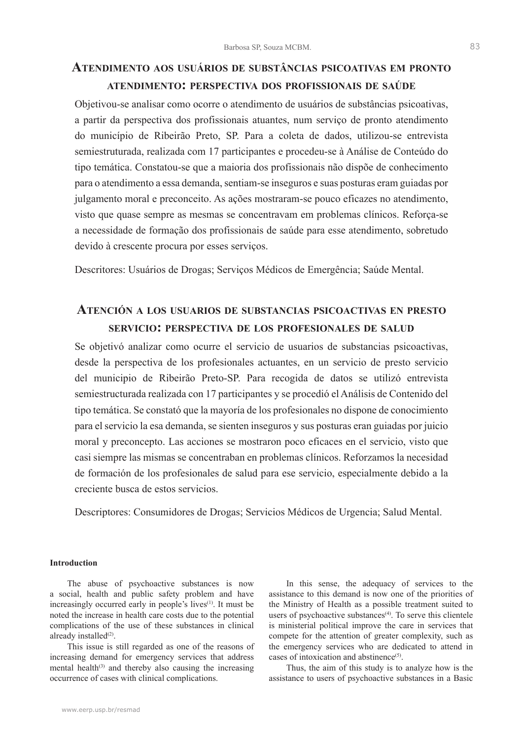## Atendimento aos usuários de substâncias psicoativas em pronto atendimento: perspectiva dos profissionais de saúde

Objetivou-se analisar como ocorre o atendimento de usuários de substâncias psicoativas, a partir da perspectiva dos profissionais atuantes, num serviço de pronto atendimento do município de Ribeirão Preto, SP. Para a coleta de dados, utilizou-se entrevista semiestruturada, realizada com 17 participantes e procedeu-se à Análise de Conteúdo do tipo temática. Constatou-se que a maioria dos profissionais não dispõe de conhecimento para o atendimento a essa demanda, sentiam-se inseguros e suas posturas eram guiadas por julgamento moral e preconceito. As ações mostraram-se pouco eficazes no atendimento, visto que quase sempre as mesmas se concentravam em problemas clínicos. Reforça-se a necessidade de formação dos profissionais de saúde para esse atendimento, sobretudo devido à crescente procura por esses serviços.

Descritores: Usuários de Drogas; Serviços Médicos de Emergência; Saúde Mental.

## Atención a los usuarios de substancias psicoactivas en presto servicio: perspectiva de los profesionales de salud

Se objetivó analizar como ocurre el servicio de usuarios de substancias psicoactivas, desde la perspectiva de los profesionales actuantes, en un servicio de presto servicio del municipio de Ribeirão Preto-SP. Para recogida de datos se utilizó entrevista semiestructurada realizada con 17 participantes y se procedió el Análisis de Contenido del tipo temática. Se constató que la mayoría de los profesionales no dispone de conocimiento para el servicio la esa demanda, se sienten inseguros y sus posturas eran guiadas por juicio moral y preconcepto. Las acciones se mostraron poco eficaces en el servicio, visto que casi siempre las mismas se concentraban en problemas clínicos. Reforzamos la necesidad de formación de los profesionales de salud para ese servicio, especialmente debido a la creciente busca de estos servicios.

Descriptores: Consumidores de Drogas; Servicios Médicos de Urgencia; Salud Mental.

### Introduction

The abuse of psychoactive substances is now a social, health and public safety problem and have increasingly occurred early in people's lives[1]. It must be noted the increase in health care costs due to the potential complications of the use of these substances in clinical already installed[2].

This issue is still regarded as one of the reasons of increasing demand for emergency services that address mental health[3] and thereby also causing the increasing occurrence of cases with clinical complications.

In this sense, the adequacy of services to the assistance to this demand is now one of the priorities of the Ministry of Health as a possible treatment suited to users of psychoactive substances[4]. To serve this clientele is ministerial political improve the care in services that compete for the attention of greater complexity, such as the emergency services who are dedicated to attend in cases of intoxication and abstinence[5].

Thus, the aim of this study is to analyze how is the assistance to users of psychoactive substances in a Basic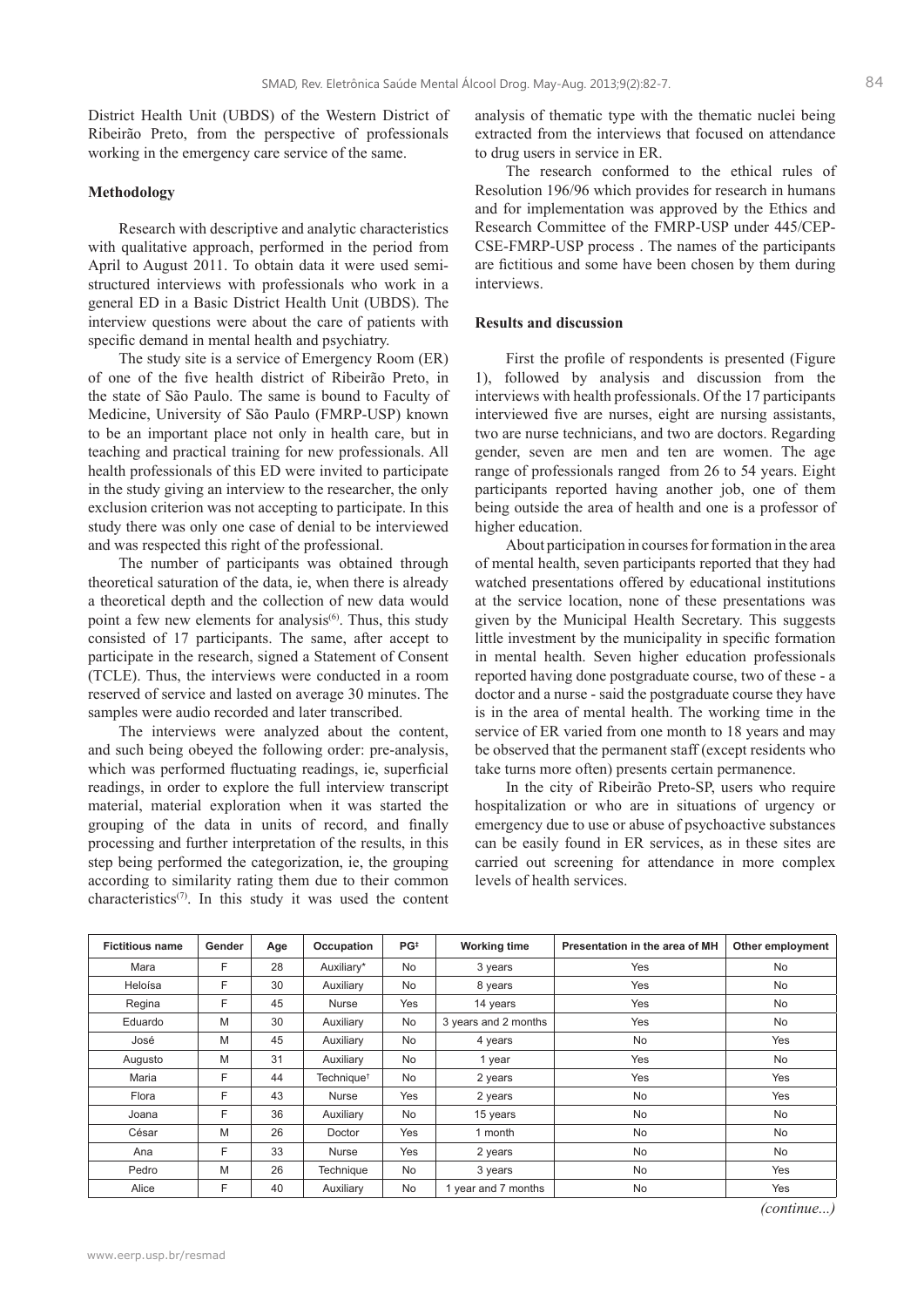District Health Unit (UBDS) of the Western District of Ribeirão Preto, from the perspective of professionals working in the emergency care service of the same.

### Methodology

Research with descriptive and analytic characteristics with qualitative approach, performed in the period from April to August 2011. To obtain data it were used semi-structured interviews with professionals who work in a general ED in a Basic District Health Unit (UBDS). The interview questions were about the care of patients with specific demand in mental health and psychiatry.

The study site is a service of Emergency Room (ER) of one of the five health district of Ribeirão Preto, in the state of São Paulo. The same is bound to Faculty of Medicine, University of São Paulo (FMRP-USP) known to be an important place not only in health care, but in teaching and practical training for new professionals. All health professionals of this ED were invited to participate in the study giving an interview to the researcher, the only exclusion criterion was not accepting to participate. In this study there was only one case of denial to be interviewed and was respected this right of the professional.

The number of participants was obtained through theoretical saturation of the data, ie, when there is already a theoretical depth and the collection of new data would point a few new elements for analysis[6]. Thus, this study consisted of 17 participants. The same, after accept to participate in the research, signed a Statement of Consent (TCLE). Thus, the interviews were conducted in a room reserved of service and lasted on average 30 minutes. The samples were audio recorded and later transcribed.

The interviews were analyzed about the content, and such being obeyed the following order: pre-analysis, which was performed fluctuating readings, ie, superficial readings, in order to explore the full interview transcript material, material exploration when it was started the grouping of the data in units of record, and finally processing and further interpretation of the results, in this step being performed the categorization, ie, the grouping according to similarity rating them due to their common characteristics[7]. In this study it was used the content analysis of thematic type with the thematic nuclei being extracted from the interviews that focused on attendance to drug users in service in ER.

The research conformed to the ethical rules of Resolution 196/96 which provides for research in humans and for implementation was approved by the Ethics and Research Committee of the FMRP-USP under 445/CEP-CSE-FMRP-USP process . The names of the participants are fictitious and some have been chosen by them during interviews.

### Results and discussion

First the profile of respondents is presented (Figure 1), followed by analysis and discussion from the interviews with health professionals. Of the 17 participants interviewed five are nurses, eight are nursing assistants, two are nurse technicians, and two are doctors. Regarding gender, seven are men and ten are women. The age range of professionals ranged from 26 to 54 years. Eight participants reported having another job, one of them being outside the area of health and one is a professor of higher education.

About participation in courses for formation in the area of mental health, seven participants reported that they had watched presentations offered by educational institutions at the service location, none of these presentations was given by the Municipal Health Secretary. This suggests little investment by the municipality in specific formation in mental health. Seven higher education professionals reported having done postgraduate course, two of these - a doctor and a nurse - said the postgraduate course they have is in the area of mental health. The working time in the service of ER varied from one month to 18 years and may be observed that the permanent staff (except residents who take turns more often) presents certain permanence.

In the city of Ribeirão Preto-SP, users who require hospitalization or who are in situations of urgency or emergency due to use or abuse of psychoactive substances can be easily found in ER services, as in these sites are carried out screening for attendance in more complex levels of health services.

| Fictitious name | Gender | Age | Occupation | PG‡ | Working time | Presentation in the area of MH | Other employment |
|---|---|---|---|---|---|---|---|
| Mara | F | 28 | Auxiliary* | No | 3 years | Yes | No |
| Heloísa | F | 30 | Auxiliary | No | 8 years | Yes | No |
| Regina | F | 45 | Nurse | Yes | 14 years | Yes | No |
| Eduardo | M | 30 | Auxiliary | No | 3 years and 2 months | Yes | No |
| José | M | 45 | Auxiliary | No | 4 years | No | Yes |
| Augusto | M | 31 | Auxiliary | No | 1 year | Yes | No |
| Maria | F | 44 | Technique† | No | 2 years | Yes | Yes |
| Flora | F | 43 | Nurse | Yes | 2 years | No | Yes |
| Joana | F | 36 | Auxiliary | No | 15 years | No | No |
| César | M | 26 | Doctor | Yes | 1 month | No | No |
| Ana | F | 33 | Nurse | Yes | 2 years | No | No |
| Pedro | M | 26 | Technique | No | 3 years | No | Yes |
| Alice | F | 40 | Auxiliary | No | 1 year and 7 months | No | Yes |

*(continue...)*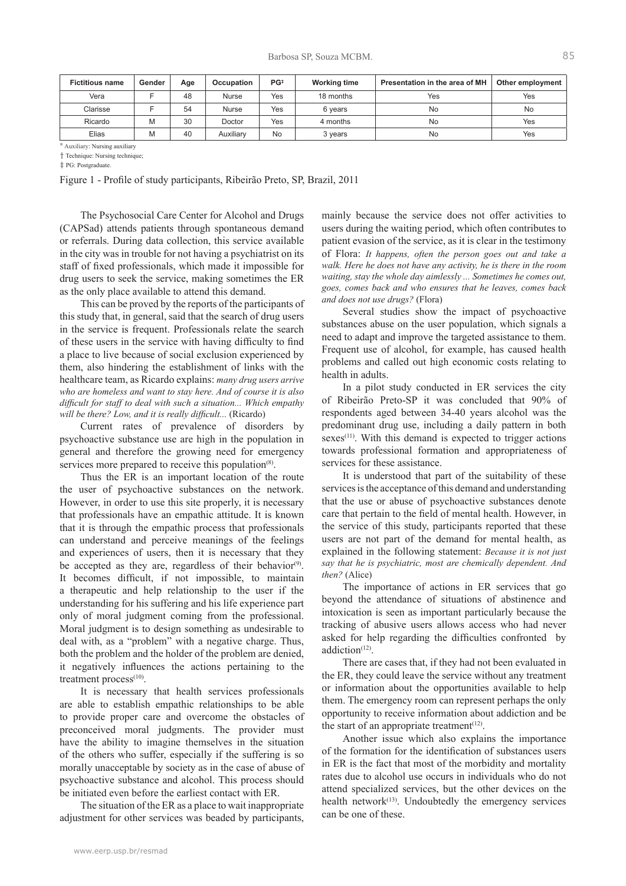| Fictitious name | Gender | Age | Occupation | PG‡ | Working time | Presentation in the area of MH | Other employment |
|---|---|---|---|---|---|---|---|
| Vera | F | 48 | Nurse | Yes | 18 months | Yes | Yes |
| Clarisse | F | 54 | Nurse | Yes | 6 years | No | No |
| Ricardo | M | 30 | Doctor | Yes | 4 months | No | Yes |
| Elias | M | 40 | Auxiliary | No | 3 years | No | Yes |

\* Auxiliary: Nursing auxiliary

† Technique: Nursing technique;

‡ PG: Postgraduate.

Figure 1 - Profile of study participants, Ribeirão Preto, SP, Brazil, 2011

The Psychosocial Care Center for Alcohol and Drugs (CAPSad) attends patients through spontaneous demand or referrals. During data collection, this service available in the city was in trouble for not having a psychiatrist on its staff of fixed professionals, which made it impossible for drug users to seek the service, making sometimes the ER as the only place available to attend this demand.

This can be proved by the reports of the participants of this study that, in general, said that the search of drug users in the service is frequent. Professionals relate the search of these users in the service with having difficulty to find a place to live because of social exclusion experienced by them, also hindering the establishment of links with the healthcare team, as Ricardo explains: *many drug users arrive who are homeless and want to stay here. And of course it is also difficult for staff to deal with such a situation... Which empathy will be there? Low, and it is really difficult...* (Ricardo)

Current rates of prevalence of disorders by psychoactive substance use are high in the population in general and therefore the growing need for emergency services more prepared to receive this population[8].

Thus the ER is an important location of the route the user of psychoactive substances on the network. However, in order to use this site properly, it is necessary that professionals have an empathic attitude. It is known that it is through the empathic process that professionals can understand and perceive meanings of the feelings and experiences of users, then it is necessary that they be accepted as they are, regardless of their behavior[9]. It becomes difficult, if not impossible, to maintain a therapeutic and help relationship to the user if the understanding for his suffering and his life experience part only of moral judgment coming from the professional. Moral judgment is to design something as undesirable to deal with, as a "problem" with a negative charge. Thus, both the problem and the holder of the problem are denied, it negatively influences the actions pertaining to the treatment process[10].

It is necessary that health services professionals are able to establish empathic relationships to be able to provide proper care and overcome the obstacles of preconceived moral judgments. The provider must have the ability to imagine themselves in the situation of the others who suffer, especially if the suffering is so morally unacceptable by society as in the case of abuse of psychoactive substance and alcohol. This process should be initiated even before the earliest contact with ER.

The situation of the ER as a place to wait inappropriate adjustment for other services was beaded by participants, mainly because the service does not offer activities to users during the waiting period, which often contributes to patient evasion of the service, as it is clear in the testimony of Flora: *It happens, often the person goes out and take a walk. Here he does not have any activity, he is there in the room waiting, stay the whole day aimlessly ... Sometimes he comes out, goes, comes back and who ensures that he leaves, comes back and does not use drugs?* (Flora)

Several studies show the impact of psychoactive substances abuse on the user population, which signals a need to adapt and improve the targeted assistance to them. Frequent use of alcohol, for example, has caused health problems and called out high economic costs relating to health in adults.

In a pilot study conducted in ER services the city of Ribeirão Preto-SP it was concluded that 90% of respondents aged between 34-40 years alcohol was the predominant drug use, including a daily pattern in both sexes[11]. With this demand is expected to trigger actions towards professional formation and appropriateness of services for these assistance.

It is understood that part of the suitability of these services is the acceptance of this demand and understanding that the use or abuse of psychoactive substances denote care that pertain to the field of mental health. However, in the service of this study, participants reported that these users are not part of the demand for mental health, as explained in the following statement: *Because it is not just say that he is psychiatric, most are chemically dependent. And then?* (Alice)

The importance of actions in ER services that go beyond the attendance of situations of abstinence and intoxication is seen as important particularly because the tracking of abusive users allows access who had never asked for help regarding the difficulties confronted by addiction[12].

There are cases that, if they had not been evaluated in the ER, they could leave the service without any treatment or information about the opportunities available to help them. The emergency room can represent perhaps the only opportunity to receive information about addiction and be the start of an appropriate treatment[12].

Another issue which also explains the importance of the formation for the identification of substances users in ER is the fact that most of the morbidity and mortality rates due to alcohol use occurs in individuals who do not attend specialized services, but the other devices on the health network[13]. Undoubtedly the emergency services can be one of these.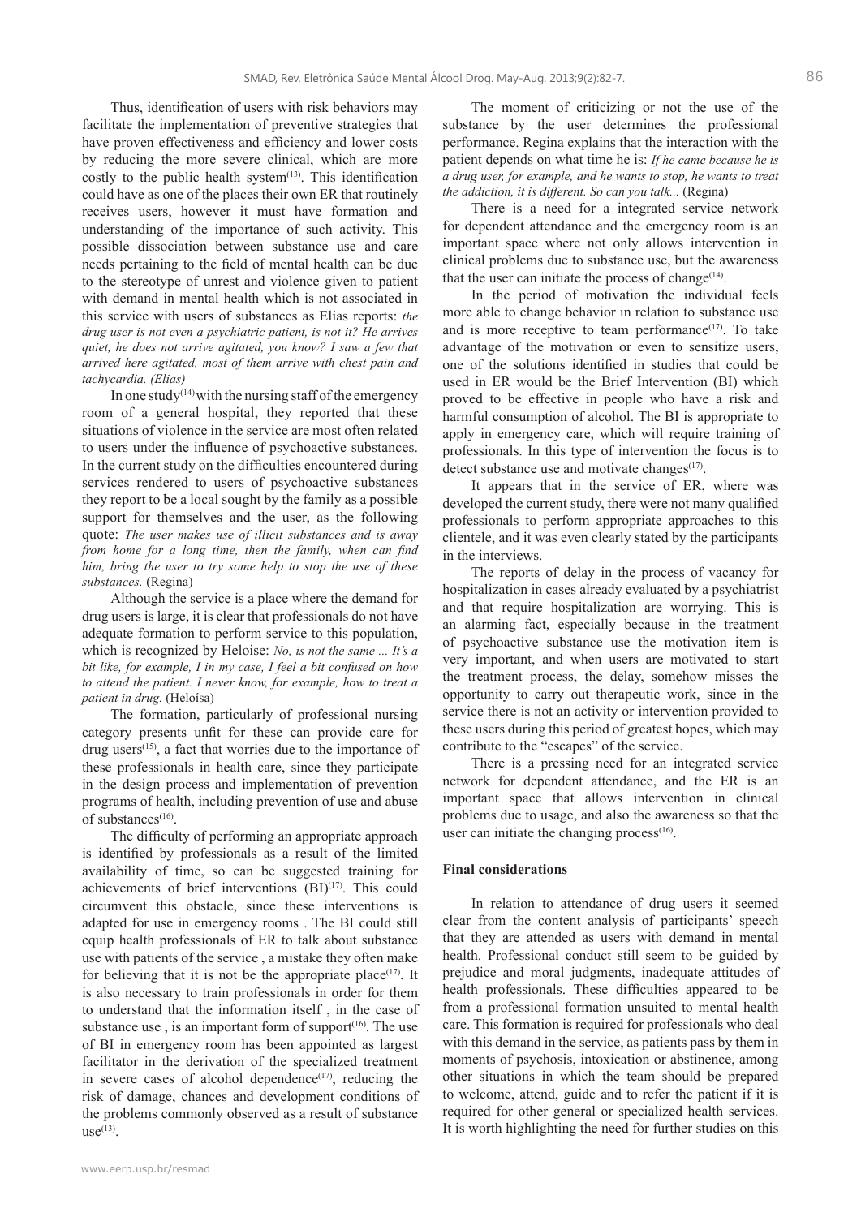Thus, identification of users with risk behaviors may facilitate the implementation of preventive strategies that have proven effectiveness and efficiency and lower costs by reducing the more severe clinical, which are more costly to the public health system[13]. This identification could have as one of the places their own ER that routinely receives users, however it must have formation and understanding of the importance of such activity. This possible dissociation between substance use and care needs pertaining to the field of mental health can be due to the stereotype of unrest and violence given to patient with demand in mental health which is not associated in this service with users of substances as Elias reports: *the drug user is not even a psychiatric patient, is not it? He arrives quiet, he does not arrive agitated, you know? I saw a few that arrived here agitated, most of them arrive with chest pain and tachycardia. (Elias)*

In one study[14] with the nursing staff of the emergency room of a general hospital, they reported that these situations of violence in the service are most often related to users under the influence of psychoactive substances. In the current study on the difficulties encountered during services rendered to users of psychoactive substances they report to be a local sought by the family as a possible support for themselves and the user, as the following quote: *The user makes use of illicit substances and is away from home for a long time, then the family, when can find him, bring the user to try some help to stop the use of these substances.* (Regina)

Although the service is a place where the demand for drug users is large, it is clear that professionals do not have adequate formation to perform service to this population, which is recognized by Heloise: *No, is not the same ... It's a bit like, for example, I in my case, I feel a bit confused on how to attend the patient. I never know, for example, how to treat a patient in drug.* (Heloísa)

The formation, particularly of professional nursing category presents unfit for these can provide care for drug users[15], a fact that worries due to the importance of these professionals in health care, since they participate in the design process and implementation of prevention programs of health, including prevention of use and abuse of substances[16].

The difficulty of performing an appropriate approach is identified by professionals as a result of the limited availability of time, so can be suggested training for achievements of brief interventions (BI)[17]. This could circumvent this obstacle, since these interventions is adapted for use in emergency rooms . The BI could still equip health professionals of ER to talk about substance use with patients of the service , a mistake they often make for believing that it is not be the appropriate place[17]. It is also necessary to train professionals in order for them to understand that the information itself , in the case of substance use , is an important form of support[16]. The use of BI in emergency room has been appointed as largest facilitator in the derivation of the specialized treatment in severe cases of alcohol dependence[17], reducing the risk of damage, chances and development conditions of the problems commonly observed as a result of substance use[13].

The moment of criticizing or not the use of the substance by the user determines the professional performance. Regina explains that the interaction with the patient depends on what time he is: *If he came because he is a drug user, for example, and he wants to stop, he wants to treat the addiction, it is different. So can you talk...* (Regina)

There is a need for a integrated service network for dependent attendance and the emergency room is an important space where not only allows intervention in clinical problems due to substance use, but the awareness that the user can initiate the process of change[14].

In the period of motivation the individual feels more able to change behavior in relation to substance use and is more receptive to team performance[17]. To take advantage of the motivation or even to sensitize users, one of the solutions identified in studies that could be used in ER would be the Brief Intervention (BI) which proved to be effective in people who have a risk and harmful consumption of alcohol. The BI is appropriate to apply in emergency care, which will require training of professionals. In this type of intervention the focus is to detect substance use and motivate changes[17].

It appears that in the service of ER, where was developed the current study, there were not many qualified professionals to perform appropriate approaches to this clientele, and it was even clearly stated by the participants in the interviews.

The reports of delay in the process of vacancy for hospitalization in cases already evaluated by a psychiatrist and that require hospitalization are worrying. This is an alarming fact, especially because in the treatment of psychoactive substance use the motivation item is very important, and when users are motivated to start the treatment process, the delay, somehow misses the opportunity to carry out therapeutic work, since in the service there is not an activity or intervention provided to these users during this period of greatest hopes, which may contribute to the "escapes" of the service.

There is a pressing need for an integrated service network for dependent attendance, and the ER is an important space that allows intervention in clinical problems due to usage, and also the awareness so that the user can initiate the changing process[16].

### Final considerations

In relation to attendance of drug users it seemed clear from the content analysis of participants' speech that they are attended as users with demand in mental health. Professional conduct still seem to be guided by prejudice and moral judgments, inadequate attitudes of health professionals. These difficulties appeared to be from a professional formation unsuited to mental health care. This formation is required for professionals who deal with this demand in the service, as patients pass by them in moments of psychosis, intoxication or abstinence, among other situations in which the team should be prepared to welcome, attend, guide and to refer the patient if it is required for other general or specialized health services. It is worth highlighting the need for further studies on this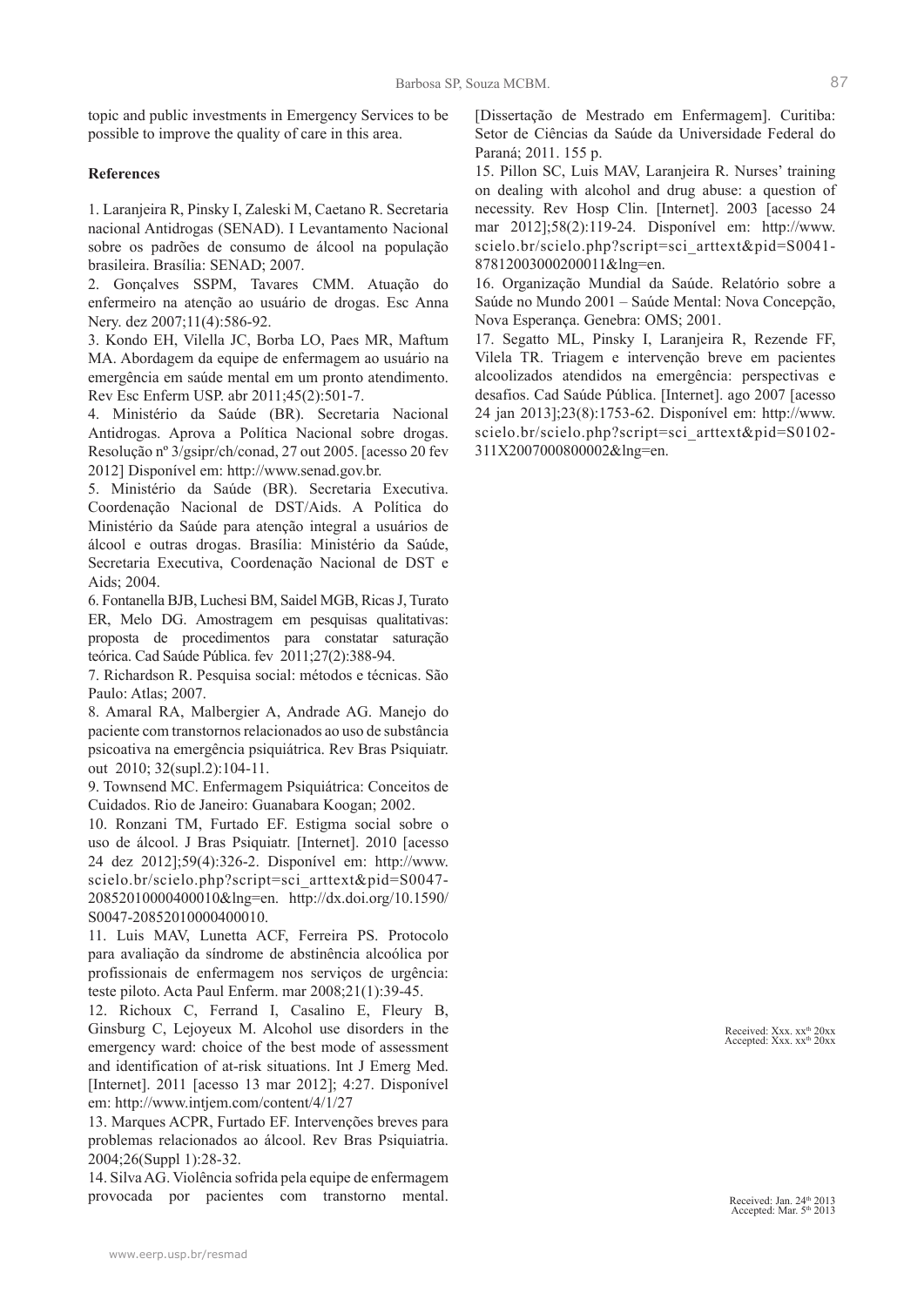topic and public investments in Emergency Services to be possible to improve the quality of care in this area.

**References**

1. Laranjeira R, Pinsky I, Zaleski M, Caetano R. Secretaria nacional Antidrogas (SENAD). I Levantamento Nacional sobre os padrões de consumo de álcool na população brasileira. Brasília: SENAD; 2007.
2. Gonçalves SSPM, Tavares CMM. Atuação do enfermeiro na atenção ao usuário de drogas. Esc Anna Nery. dez 2007;11(4):586-92.
3. Kondo EH, Vilella JC, Borba LO, Paes MR, Maftum MA. Abordagem da equipe de enfermagem ao usuário na emergência em saúde mental em um pronto atendimento. Rev Esc Enferm USP. abr 2011;45(2):501-7.
4. Ministério da Saúde (BR). Secretaria Nacional Antidrogas. Aprova a Política Nacional sobre drogas. Resolução nº 3/gsipr/ch/conad, 27 out 2005. [acesso 20 fev 2012] Disponível em: http://www.senad.gov.br.
5. Ministério da Saúde (BR). Secretaria Executiva. Coordenação Nacional de DST/Aids. A Política do Ministério da Saúde para atenção integral a usuários de álcool e outras drogas. Brasília: Ministério da Saúde, Secretaria Executiva, Coordenação Nacional de DST e Aids; 2004.
6. Fontanella BJB, Luchesi BM, Saidel MGB, Ricas J, Turato ER, Melo DG. Amostragem em pesquisas qualitativas: proposta de procedimentos para constatar saturação teórica. Cad Saúde Pública. fev 2011;27(2):388-94.
7. Richardson R. Pesquisa social: métodos e técnicas. São Paulo: Atlas; 2007.
8. Amaral RA, Malbergier A, Andrade AG. Manejo do paciente com transtornos relacionados ao uso de substância psicoativa na emergência psiquiátrica. Rev Bras Psiquiatr. out 2010; 32(supl.2):104-11.
9. Townsend MC. Enfermagem Psiquiátrica: Conceitos de Cuidados. Rio de Janeiro: Guanabara Koogan; 2002.
10. Ronzani TM, Furtado EF. Estigma social sobre o uso de álcool. J Bras Psiquiatr. [Internet]. 2010 [acesso 24 dez 2012];59(4):326-2. Disponível em: http://www.scielo.br/scielo.php?script=sci_arttext&pid=S0047-20852010000400010&lng=en. http://dx.doi.org/10.1590/S0047-20852010000400010.
11. Luis MAV, Lunetta ACF, Ferreira PS. Protocolo para avaliação da síndrome de abstinência alcoólica por profissionais de enfermagem nos serviços de urgência: teste piloto. Acta Paul Enferm. mar 2008;21(1):39-45.
12. Richoux C, Ferrand I, Casalino E, Fleury B, Ginsburg C, Lejoyeux M. Alcohol use disorders in the emergency ward: choice of the best mode of assessment and identification of at-risk situations. Int J Emerg Med. [Internet]. 2011 [acesso 13 mar 2012]; 4:27. Disponível em: http://www.intjem.com/content/4/1/27
13. Marques ACPR, Furtado EF. Intervenções breves para problemas relacionados ao álcool. Rev Bras Psiquiatria. 2004;26(Suppl 1):28-32.
14. Silva AG. Violência sofrida pela equipe de enfermagem provocada por pacientes com transtorno mental. [Dissertação de Mestrado em Enfermagem]. Curitiba: Setor de Ciências da Saúde da Universidade Federal do Paraná; 2011. 155 p.
15. Pillon SC, Luis MAV, Laranjeira R. Nurses' training on dealing with alcohol and drug abuse: a question of necessity. Rev Hosp Clin. [Internet]. 2003 [acesso 24 mar 2012];58(2):119-24. Disponível em: http://www.scielo.br/scielo.php?script=sci_arttext&pid=S0041-87812003000200011&lng=en.
16. Organização Mundial da Saúde. Relatório sobre a Saúde no Mundo 2001 – Saúde Mental: Nova Concepção, Nova Esperança. Genebra: OMS; 2001.
17. Segatto ML, Pinsky I, Laranjeira R, Rezende FF, Vilela TR. Triagem e intervenção breve em pacientes alcoolizados atendidos na emergência: perspectivas e desafios. Cad Saúde Pública. [Internet]. ago 2007 [acesso 24 jan 2013];23(8):1753-62. Disponível em: http://www.scielo.br/scielo.php?script=sci_arttext&pid=S0102-311X2007000800002&lng=en.

Received: Xxx. xx[th] 20xx
Accepted: Xxx. xx[th] 20xx

Received: Jan. 24[th] 2013
Accepted: Mar. 5[th] 2013